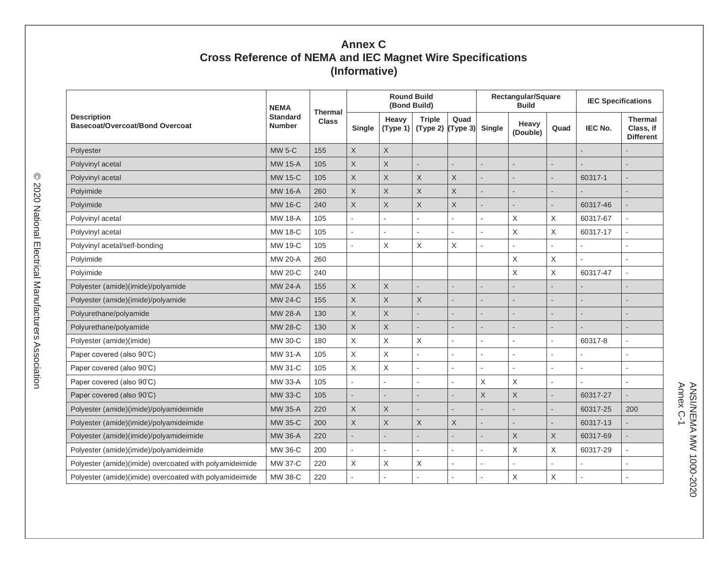# Annex C
## Cross Reference of NEMA and IEC Magnet Wire Specifications
### (Informative)

| Description Basecoat/Overcoat/Bond Overcoat | NEMA Standard Number | Thermal Class | Round Build (Bond Build) | | | | Rectangular/Square Build | | | IEC Specifications | |
|---|---|---|---|---|---|---|---|---|---|---|---|
| | | | Single | Heavy (Type 1) | Triple (Type 2) | Quad (Type 3) | Single | Heavy (Double) | Quad | IEC No. | Thermal Class, if Different |
| Polyester | MW 5-C | 155 | X | X | | | | | | - | - |
| Polyvinyl acetal | MW 15-A | 105 | X | X | - | - | - | - | - | - | - |
| Polyvinyl acetal | MW 15-C | 105 | X | X | X | X | - | - | - | 60317-1 | - |
| Polyimide | MW 16-A | 260 | X | X | X | X | - | - | - | - | - |
| Polyimide | MW 16-C | 240 | X | X | X | X | - | - | - | 60317-46 | - |
| Polyvinyl acetal | MW 18-A | 105 | - | - | - | - | - | X | X | 60317-67 | - |
| Polyvinyl acetal | MW 18-C | 105 | - | - | - | - | - | X | X | 60317-17 | - |
| Polyvinyl acetal/self-bonding | MW 19-C | 105 | - | X | X | X | - | - | - | - | - |
| Polyimide | MW 20-A | 260 | | | | | | X | X | - | - |
| Polyimide | MW 20-C | 240 | | | | | | X | X | 60317-47 | - |
| Polyester (amide)(imide)/polyamide | MW 24-A | 155 | X | X | - | - | - | - | - | - | - |
| Polyester (amide)(imide)/polyamide | MW 24-C | 155 | X | X | X | - | - | - | - | - | - |
| Polyurethane/polyamide | MW 28-A | 130 | X | X | - | - | - | - | - | - | - |
| Polyurethane/polyamide | MW 28-C | 130 | X | X | - | - | - | - | - | - | - |
| Polyester (amide)(imide) | MW 30-C | 180 | X | X | X | - | - | - | - | 60317-8 | - |
| Paper covered (also 90'C) | MW 31-A | 105 | X | X | - | - | - | - | - | - | - |
| Paper covered (also 90'C) | MW 31-C | 105 | X | X | - | - | - | - | - | - | - |
| Paper covered (also 90'C) | MW 33-A | 105 | - | - | - | - | X | X | - | - | - |
| Paper covered (also 90'C) | MW 33-C | 105 | - | - | - | - | X | X | - | 60317-27 | - |
| Polyester (amide)(imide)/polyamideimide | MW 35-A | 220 | X | X | - | - | - | - | - | 60317-25 | 200 |
| Polyester (amide)(imide)/polyamideimide | MW 35-C | 200 | X | X | X | X | - | - | - | 60317-13 | - |
| Polyester (amide)(imide)/polyamideimide | MW 36-A | 220 | - | - | - | - | - | X | X | 60317-69 | - |
| Polyester (amide)(imide)/polyamideimide | MW 36-C | 200 | - | - | - | - | - | X | X | 60317-29 | - |
| Polyester (amide)(imide) overcoated with polyamideimide | MW 37-C | 220 | X | X | X | - | - | - | - | - | - |
| Polyester (amide)(imide) overcoated with polyamideimide | MW 38-C | 220 | - | - | - | - | - | X | X | - | - |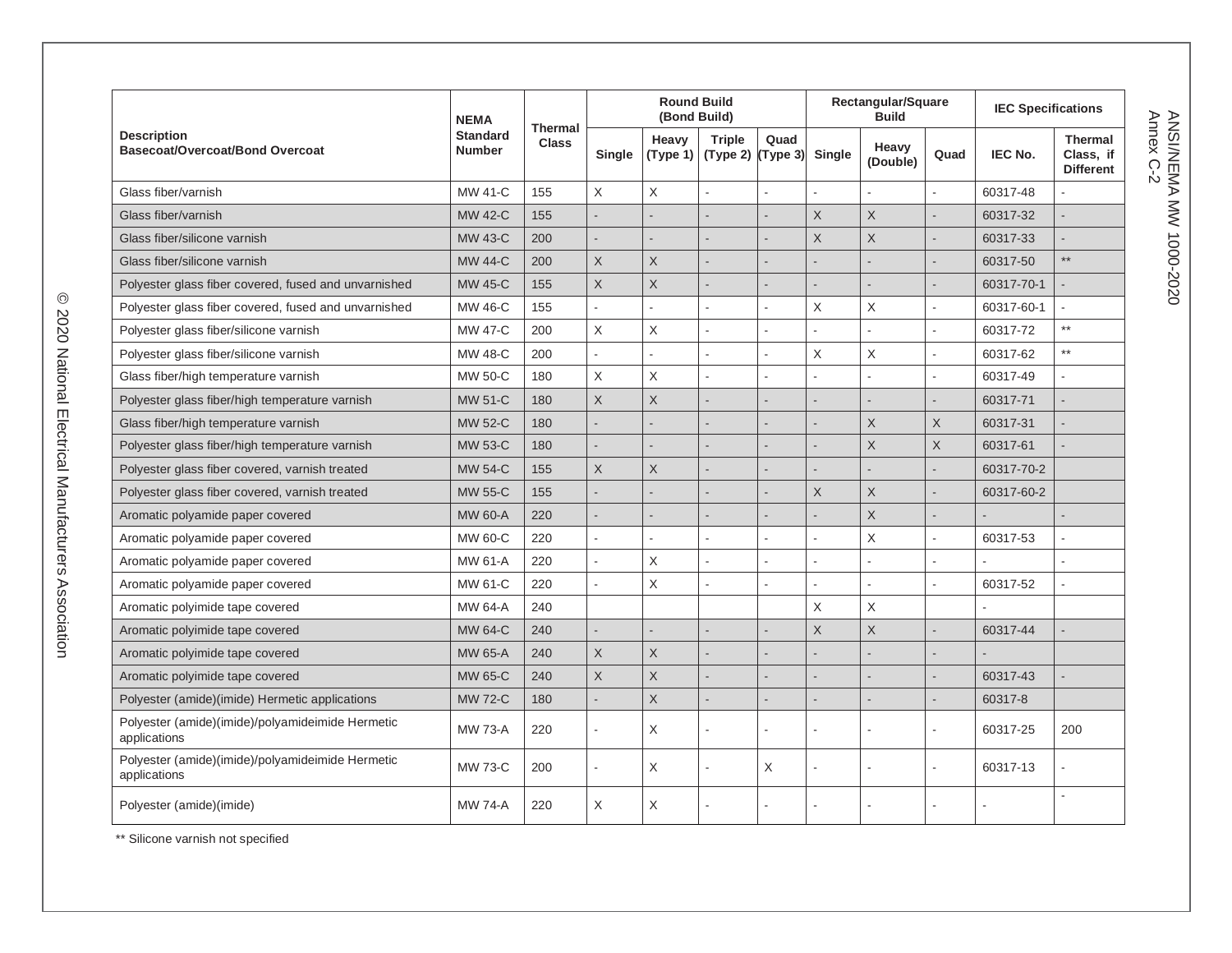| Description<br>Basecoat/Overcoat/Bond Overcoat | NEMA Standard Number | Thermal Class | Round Build (Bond Build) | | | | Rectangular/Square Build | | | IEC Specifications | |
|---|---|---|---|---|---|---|---|---|---|---|---|
| | | | Single | Heavy (Type 1) | Triple (Type 2) | Quad (Type 3) | Single | Heavy (Double) | Quad | IEC No. | Thermal Class, if Different |
| Glass fiber/varnish | MW 41-C | 155 | X | X | - | - | - | - | - | 60317-48 | - |
| Glass fiber/varnish | MW 42-C | 155 | - | - | - | - | X | X | - | 60317-32 | - |
| Glass fiber/silicone varnish | MW 43-C | 200 | - | - | - | - | X | X | - | 60317-33 | - |
| Glass fiber/silicone varnish | MW 44-C | 200 | X | X | - | - | - | - | - | 60317-50 | ** |
| Polyester glass fiber covered, fused and unvarnished | MW 45-C | 155 | X | X | - | - | - | - | - | 60317-70-1 | - |
| Polyester glass fiber covered, fused and unvarnished | MW 46-C | 155 | - | - | - | - | X | X | - | 60317-60-1 | - |
| Polyester glass fiber/silicone varnish | MW 47-C | 200 | X | X | - | - | - | - | - | 60317-72 | ** |
| Polyester glass fiber/silicone varnish | MW 48-C | 200 | - | - | - | - | X | X | - | 60317-62 | ** |
| Glass fiber/high temperature varnish | MW 50-C | 180 | X | X | - | - | - | - | - | 60317-49 | - |
| Polyester glass fiber/high temperature varnish | MW 51-C | 180 | X | X | - | - | - | - | - | 60317-71 | - |
| Glass fiber/high temperature varnish | MW 52-C | 180 | - | - | - | - | - | X | X | 60317-31 | - |
| Polyester glass fiber/high temperature varnish | MW 53-C | 180 | - | - | - | - | - | X | X | 60317-61 | - |
| Polyester glass fiber covered, varnish treated | MW 54-C | 155 | X | X | - | - | - | - | - | 60317-70-2 | |
| Polyester glass fiber covered, varnish treated | MW 55-C | 155 | - | - | - | - | X | X | - | 60317-60-2 | |
| Aromatic polyamide paper covered | MW 60-A | 220 | - | - | - | - | - | X | - | - | - |
| Aromatic polyamide paper covered | MW 60-C | 220 | - | - | - | - | - | X | - | 60317-53 | - |
| Aromatic polyamide paper covered | MW 61-A | 220 | - | X | - | - | - | - | - | - | - |
| Aromatic polyamide paper covered | MW 61-C | 220 | - | X | - | - | - | - | - | 60317-52 | - |
| Aromatic polyimide tape covered | MW 64-A | 240 | | | | | X | X | | - | |
| Aromatic polyimide tape covered | MW 64-C | 240 | - | - | - | - | X | X | - | 60317-44 | - |
| Aromatic polyimide tape covered | MW 65-A | 240 | X | X | - | - | - | - | - | - | |
| Aromatic polyimide tape covered | MW 65-C | 240 | X | X | - | - | - | - | - | 60317-43 | - |
| Polyester (amide)(imide) Hermetic applications | MW 72-C | 180 | - | X | - | - | - | - | - | 60317-8 | |
| Polyester (amide)(imide)/polyamideimide Hermetic applications | MW 73-A | 220 | - | X | - | - | - | - | - | 60317-25 | 200 |
| Polyester (amide)(imide)/polyamideimide Hermetic applications | MW 73-C | 200 | - | X | - | X | - | - | - | 60317-13 | - |
| Polyester (amide)(imide) | MW 74-A | 220 | X | X | - | - | - | - | - | - | - |

** Silicone varnish not specified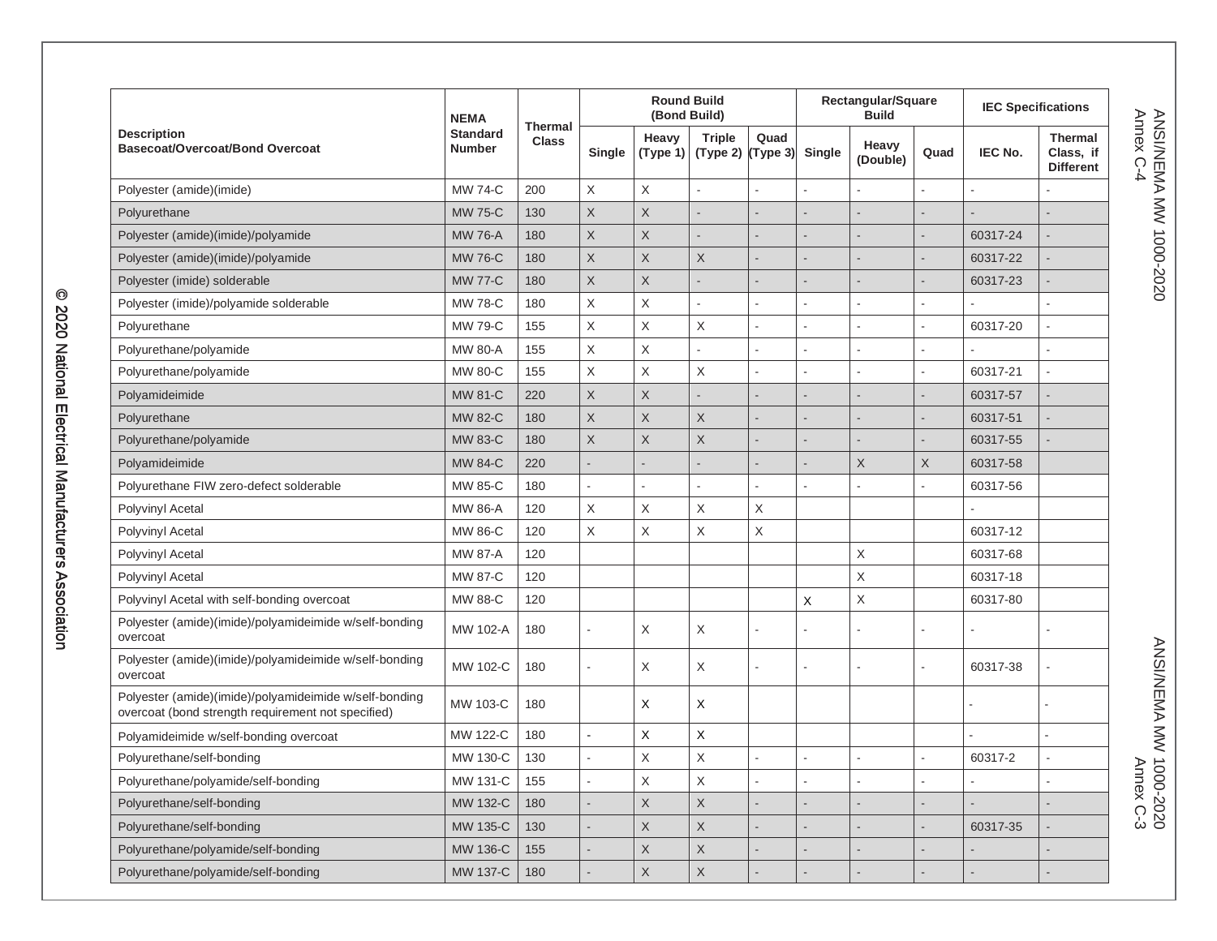| Description Basecoat/Overcoat/Bond Overcoat | NEMA Standard Number | Thermal Class | Round Build (Bond Build) | | | | Rectangular/Square Build | | | IEC Specifications | |
|---|---|---|---|---|---|---|---|---|---|---|---|
| | | | Single | Heavy (Type 1) | Triple (Type 2) | Quad (Type 3) | Single | Heavy (Double) | Quad | IEC No. | Thermal Class, if Different |
| Polyester (amide)(imide) | MW 74-C | 200 | X | X | - | - | - | - | - | - | - |
| Polyurethane | MW 75-C | 130 | X | X | - | - | - | - | - | - | - |
| Polyester (amide)(imide)/polyamide | MW 76-A | 180 | X | X | - | - | - | - | - | 60317-24 | - |
| Polyester (amide)(imide)/polyamide | MW 76-C | 180 | X | X | X | - | - | - | - | 60317-22 | - |
| Polyester (imide) solderable | MW 77-C | 180 | X | X | - | - | - | - | - | 60317-23 | - |
| Polyester (imide)/polyamide solderable | MW 78-C | 180 | X | X | - | - | - | - | - | - | - |
| Polyurethane | MW 79-C | 155 | X | X | X | - | - | - | - | 60317-20 | - |
| Polyurethane/polyamide | MW 80-A | 155 | X | X | - | - | - | - | - | - | - |
| Polyurethane/polyamide | MW 80-C | 155 | X | X | X | - | - | - | - | 60317-21 | - |
| Polyamideimide | MW 81-C | 220 | X | X | - | - | - | - | - | 60317-57 | - |
| Polyurethane | MW 82-C | 180 | X | X | X | - | - | - | - | 60317-51 | - |
| Polyurethane/polyamide | MW 83-C | 180 | X | X | X | - | - | - | - | 60317-55 | - |
| Polyamideimide | MW 84-C | 220 | - | - | - | - | - | X | X | 60317-58 | |
| Polyurethane FIW zero-defect solderable | MW 85-C | 180 | - | - | - | - | - | - | - | 60317-56 | |
| Polyvinyl Acetal | MW 86-A | 120 | X | X | X | X | | | | - | |
| Polyvinyl Acetal | MW 86-C | 120 | X | X | X | X | | | | 60317-12 | |
| Polyvinyl Acetal | MW 87-A | 120 | | | | | | X | | 60317-68 | |
| Polyvinyl Acetal | MW 87-C | 120 | | | | | | X | | 60317-18 | |
| Polyvinyl Acetal with self-bonding overcoat | MW 88-C | 120 | | | | | X | X | | 60317-80 | |
| Polyester (amide)(imide)/polyamideimide w/self-bonding overcoat | MW 102-A | 180 | - | X | X | - | - | - | - | - | - |
| Polyester (amide)(imide)/polyamideimide w/self-bonding overcoat | MW 102-C | 180 | - | X | X | - | - | - | - | 60317-38 | - |
| Polyester (amide)(imide)/polyamideimide w/self-bonding overcoat (bond strength requirement not specified) | MW 103-C | 180 | | X | X | | | | | - | - |
| Polyamideimide w/self-bonding overcoat | MW 122-C | 180 | - | X | X | | | | | - | - |
| Polyurethane/self-bonding | MW 130-C | 130 | - | X | X | - | - | - | - | 60317-2 | - |
| Polyurethane/polyamide/self-bonding | MW 131-C | 155 | - | X | X | - | - | - | - | - | - |
| Polyurethane/self-bonding | MW 132-C | 180 | - | X | X | - | - | - | - | - | - |
| Polyurethane/self-bonding | MW 135-C | 130 | - | X | X | - | - | - | - | 60317-35 | - |
| Polyurethane/polyamide/self-bonding | MW 136-C | 155 | - | X | X | - | - | - | - | - | - |
| Polyurethane/polyamide/self-bonding | MW 137-C | 180 | - | X | X | - | - | - | - | - | - |

© 2020 National Electrical Manufacturers Association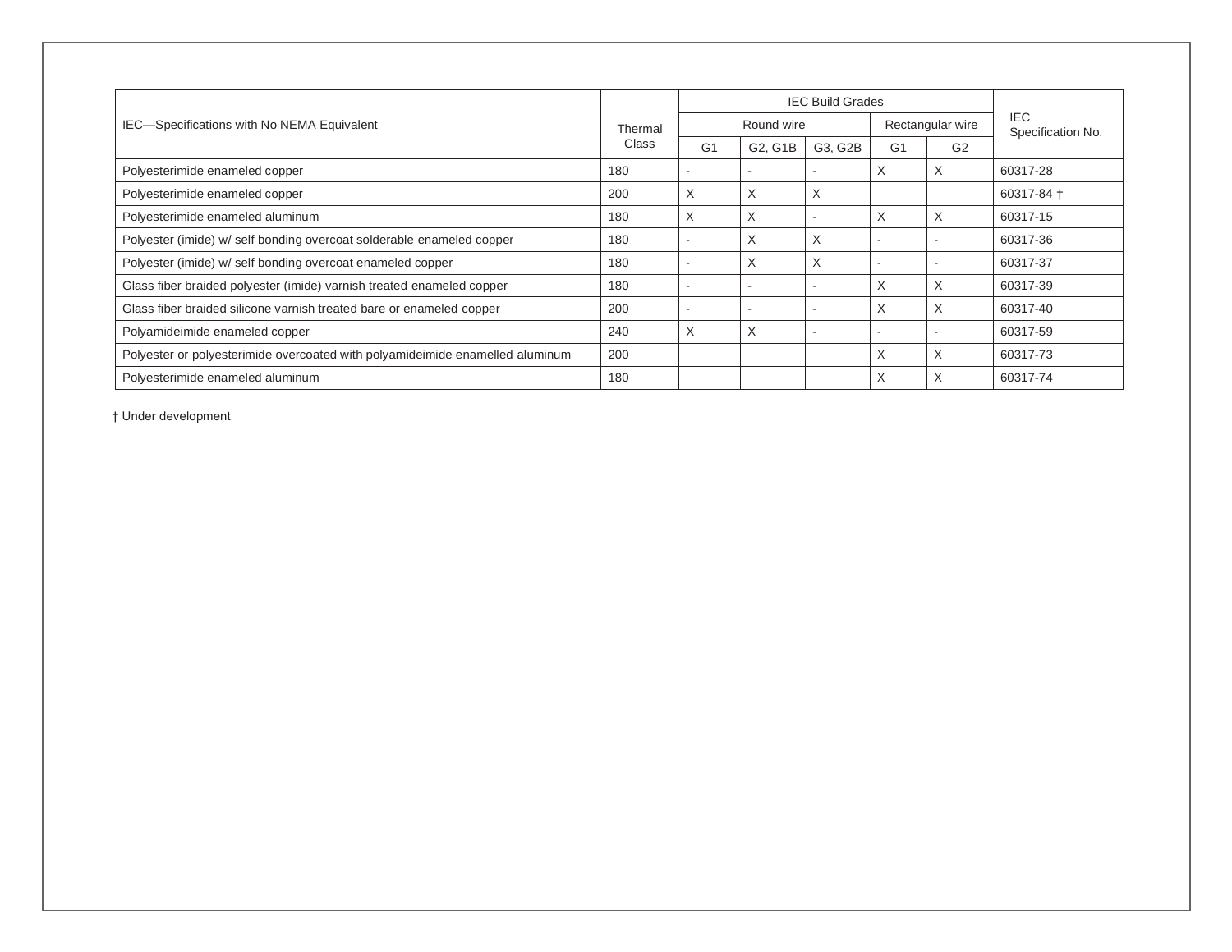| IEC—Specifications with No NEMA Equivalent | Thermal Class | IEC Build Grades | | | | | IEC Specification No. |
|---|---|---|---|---|---|---|---|
| | | Round wire | | | Rectangular wire | | |
| | | G1 | G2, G1B | G3, G2B | G1 | G2 | |
| Polyesterimide enameled copper | 180 | - | - | - | X | X | 60317-28 |
| Polyesterimide enameled copper | 200 | X | X | X | | | 60317-84 † |
| Polyesterimide enameled aluminum | 180 | X | X | - | X | X | 60317-15 |
| Polyester (imide) w/ self bonding overcoat solderable enameled copper | 180 | - | X | X | - | - | 60317-36 |
| Polyester (imide) w/ self bonding overcoat enameled copper | 180 | - | X | X | - | - | 60317-37 |
| Glass fiber braided polyester (imide) varnish treated enameled copper | 180 | - | - | - | X | X | 60317-39 |
| Glass fiber braided silicone varnish treated bare or enameled copper | 200 | - | - | - | X | X | 60317-40 |
| Polyamideimide enameled copper | 240 | X | X | - | - | - | 60317-59 |
| Polyester or polyesterimide overcoated with polyamideimide enamelled aluminum | 200 | | | | X | X | 60317-73 |
| Polyesterimide enameled aluminum | 180 | | | | X | X | 60317-74 |

† Under development